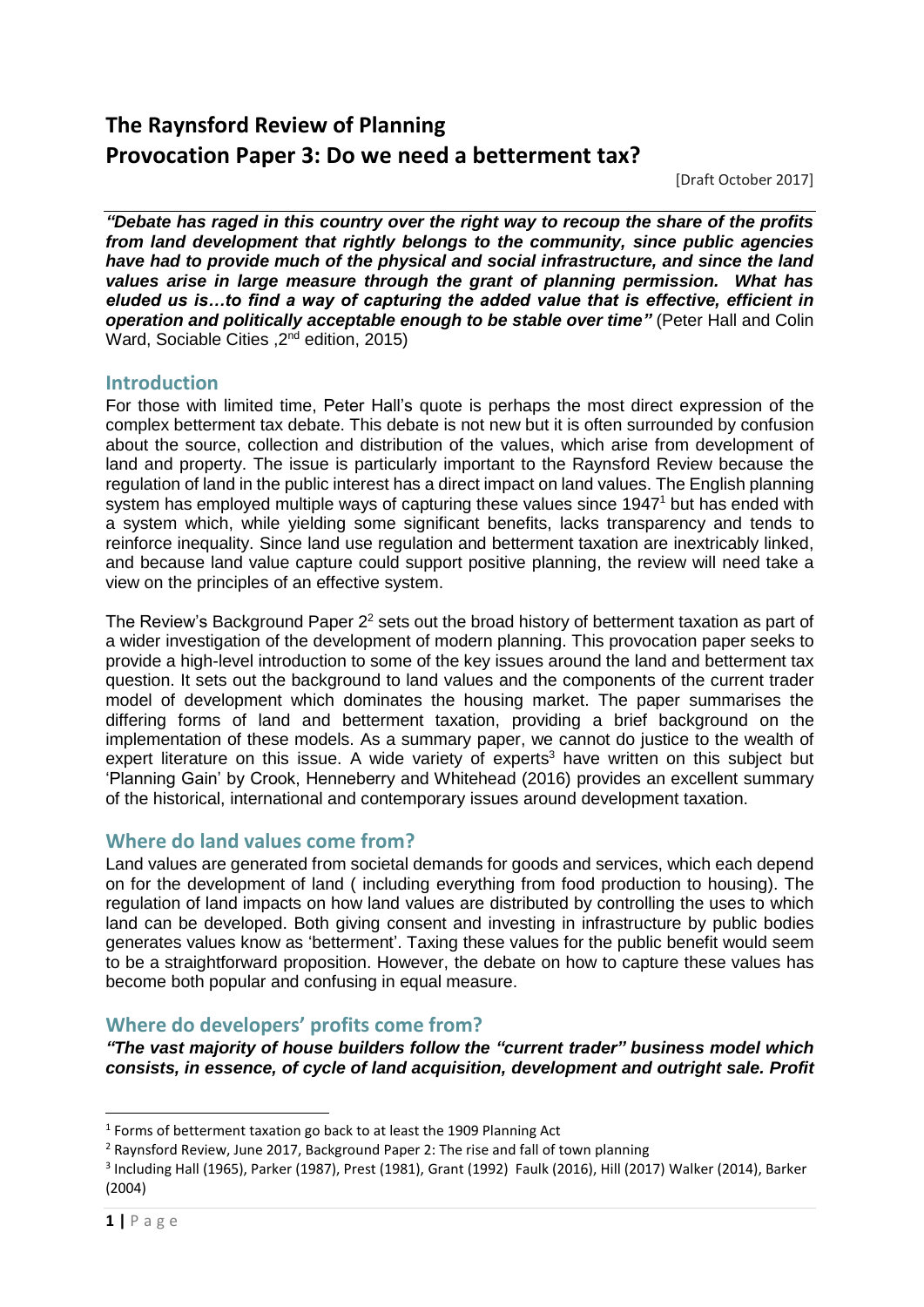# The Raynsford Review of Planning
# Provocation Paper 3: Do we need a betterment tax?

[Draft October 2017]

***"Debate has raged in this country over the right way to recoup the share of the profits from land development that rightly belongs to the community, since public agencies have had to provide much of the physical and social infrastructure, and since the land values arise in large measure through the grant of planning permission. What has eluded us is…to find a way of capturing the added value that is effective, efficient in operation and politically acceptable enough to be stable over time"*** (Peter Hall and Colin Ward, Sociable Cities ,2nd edition, 2015)

## Introduction

For those with limited time, Peter Hall's quote is perhaps the most direct expression of the complex betterment tax debate. This debate is not new but it is often surrounded by confusion about the source, collection and distribution of the values, which arise from development of land and property. The issue is particularly important to the Raynsford Review because the regulation of land in the public interest has a direct impact on land values. The English planning system has employed multiple ways of capturing these values since 1947[1] but has ended with a system which, while yielding some significant benefits, lacks transparency and tends to reinforce inequality. Since land use regulation and betterment taxation are inextricably linked, and because land value capture could support positive planning, the review will need take a view on the principles of an effective system.

The Review's Background Paper 2[2] sets out the broad history of betterment taxation as part of a wider investigation of the development of modern planning. This provocation paper seeks to provide a high-level introduction to some of the key issues around the land and betterment tax question. It sets out the background to land values and the components of the current trader model of development which dominates the housing market. The paper summarises the differing forms of land and betterment taxation, providing a brief background on the implementation of these models. As a summary paper, we cannot do justice to the wealth of expert literature on this issue. A wide variety of experts[3] have written on this subject but 'Planning Gain' by Crook, Henneberry and Whitehead (2016) provides an excellent summary of the historical, international and contemporary issues around development taxation.

## Where do land values come from?

Land values are generated from societal demands for goods and services, which each depend on for the development of land ( including everything from food production to housing). The regulation of land impacts on how land values are distributed by controlling the uses to which land can be developed. Both giving consent and investing in infrastructure by public bodies generates values know as 'betterment'. Taxing these values for the public benefit would seem to be a straightforward proposition. However, the debate on how to capture these values has become both popular and confusing in equal measure.

## Where do developers' profits come from?

***"The vast majority of house builders follow the "current trader" business model which consists, in essence, of cycle of land acquisition, development and outright sale. Profit***

---

[1] Forms of betterment taxation go back to at least the 1909 Planning Act

[2] Raynsford Review, June 2017, Background Paper 2: The rise and fall of town planning

[3] Including Hall (1965), Parker (1987), Prest (1981), Grant (1992) Faulk (2016), Hill (2017) Walker (2014), Barker (2004)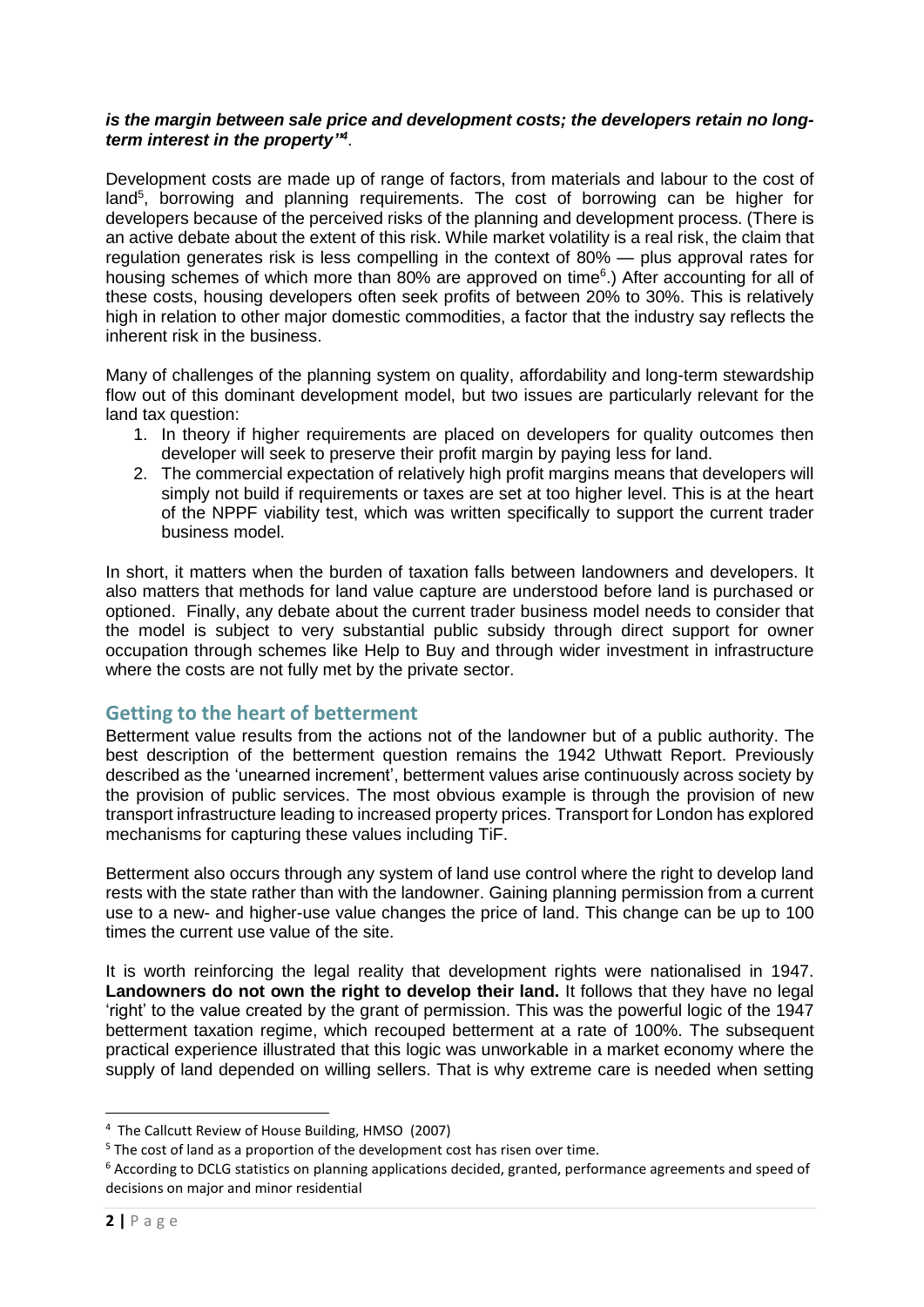***is the margin between sale price and development costs; the developers retain no long-term interest in the property"*[4]**.

Development costs are made up of range of factors, from materials and labour to the cost of land[5], borrowing and planning requirements. The cost of borrowing can be higher for developers because of the perceived risks of the planning and development process. (There is an active debate about the extent of this risk. While market volatility is a real risk, the claim that regulation generates risk is less compelling in the context of 80% — plus approval rates for housing schemes of which more than 80% are approved on time[6].) After accounting for all of these costs, housing developers often seek profits of between 20% to 30%. This is relatively high in relation to other major domestic commodities, a factor that the industry say reflects the inherent risk in the business.

Many of challenges of the planning system on quality, affordability and long-term stewardship flow out of this dominant development model, but two issues are particularly relevant for the land tax question:

1. In theory if higher requirements are placed on developers for quality outcomes then developer will seek to preserve their profit margin by paying less for land.
2. The commercial expectation of relatively high profit margins means that developers will simply not build if requirements or taxes are set at too higher level. This is at the heart of the NPPF viability test, which was written specifically to support the current trader business model.

In short, it matters when the burden of taxation falls between landowners and developers. It also matters that methods for land value capture are understood before land is purchased or optioned. Finally, any debate about the current trader business model needs to consider that the model is subject to very substantial public subsidy through direct support for owner occupation through schemes like Help to Buy and through wider investment in infrastructure where the costs are not fully met by the private sector.

## Getting to the heart of betterment

Betterment value results from the actions not of the landowner but of a public authority. The best description of the betterment question remains the 1942 Uthwatt Report. Previously described as the 'unearned increment', betterment values arise continuously across society by the provision of public services. The most obvious example is through the provision of new transport infrastructure leading to increased property prices. Transport for London has explored mechanisms for capturing these values including TiF.

Betterment also occurs through any system of land use control where the right to develop land rests with the state rather than with the landowner. Gaining planning permission from a current use to a new- and higher-use value changes the price of land. This change can be up to 100 times the current use value of the site.

It is worth reinforcing the legal reality that development rights were nationalised in 1947. **Landowners do not own the right to develop their land.** It follows that they have no legal 'right' to the value created by the grant of permission. This was the powerful logic of the 1947 betterment taxation regime, which recouped betterment at a rate of 100%. The subsequent practical experience illustrated that this logic was unworkable in a market economy where the supply of land depended on willing sellers. That is why extreme care is needed when setting

[4] The Callcutt Review of House Building, HMSO (2007)

[5] The cost of land as a proportion of the development cost has risen over time.

[6] According to DCLG statistics on planning applications decided, granted, performance agreements and speed of decisions on major and minor residential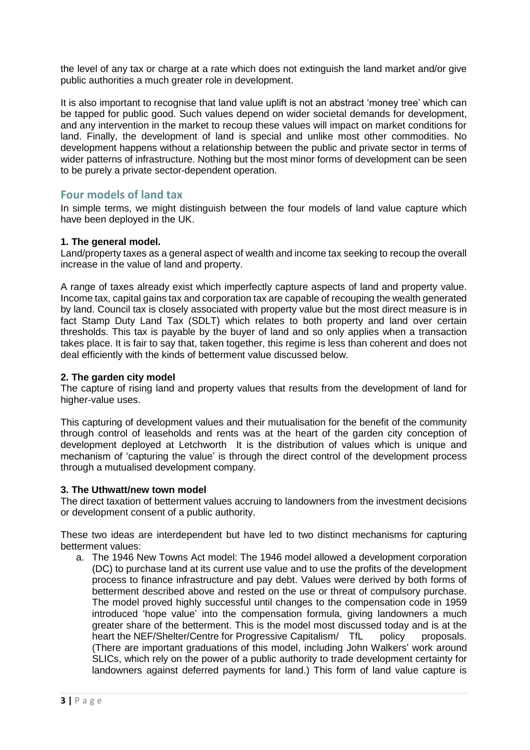the level of any tax or charge at a rate which does not extinguish the land market and/or give public authorities a much greater role in development.

It is also important to recognise that land value uplift is not an abstract 'money tree' which can be tapped for public good. Such values depend on wider societal demands for development, and any intervention in the market to recoup these values will impact on market conditions for land. Finally, the development of land is special and unlike most other commodities. No development happens without a relationship between the public and private sector in terms of wider patterns of infrastructure. Nothing but the most minor forms of development can be seen to be purely a private sector-dependent operation.

## Four models of land tax

In simple terms, we might distinguish between the four models of land value capture which have been deployed in the UK.

**1. The general model.**
Land/property taxes as a general aspect of wealth and income tax seeking to recoup the overall increase in the value of land and property.

A range of taxes already exist which imperfectly capture aspects of land and property value. Income tax, capital gains tax and corporation tax are capable of recouping the wealth generated by land. Council tax is closely associated with property value but the most direct measure is in fact Stamp Duty Land Tax (SDLT) which relates to both property and land over certain thresholds. This tax is payable by the buyer of land and so only applies when a transaction takes place. It is fair to say that, taken together, this regime is less than coherent and does not deal efficiently with the kinds of betterment value discussed below.

**2. The garden city model**
The capture of rising land and property values that results from the development of land for higher-value uses.

This capturing of development values and their mutualisation for the benefit of the community through control of leaseholds and rents was at the heart of the garden city conception of development deployed at Letchworth It is the distribution of values which is unique and mechanism of 'capturing the value' is through the direct control of the development process through a mutualised development company.

**3. The Uthwatt/new town model**
The direct taxation of betterment values accruing to landowners from the investment decisions or development consent of a public authority.

These two ideas are interdependent but have led to two distinct mechanisms for capturing betterment values:

a. The 1946 New Towns Act model: The 1946 model allowed a development corporation (DC) to purchase land at its current use value and to use the profits of the development process to finance infrastructure and pay debt. Values were derived by both forms of betterment described above and rested on the use or threat of compulsory purchase. The model proved highly successful until changes to the compensation code in 1959 introduced 'hope value' into the compensation formula, giving landowners a much greater share of the betterment. This is the model most discussed today and is at the heart the NEF/Shelter/Centre for Progressive Capitalism/ TfL policy proposals. (There are important graduations of this model, including John Walkers' work around SLICs, which rely on the power of a public authority to trade development certainty for landowners against deferred payments for land.) This form of land value capture is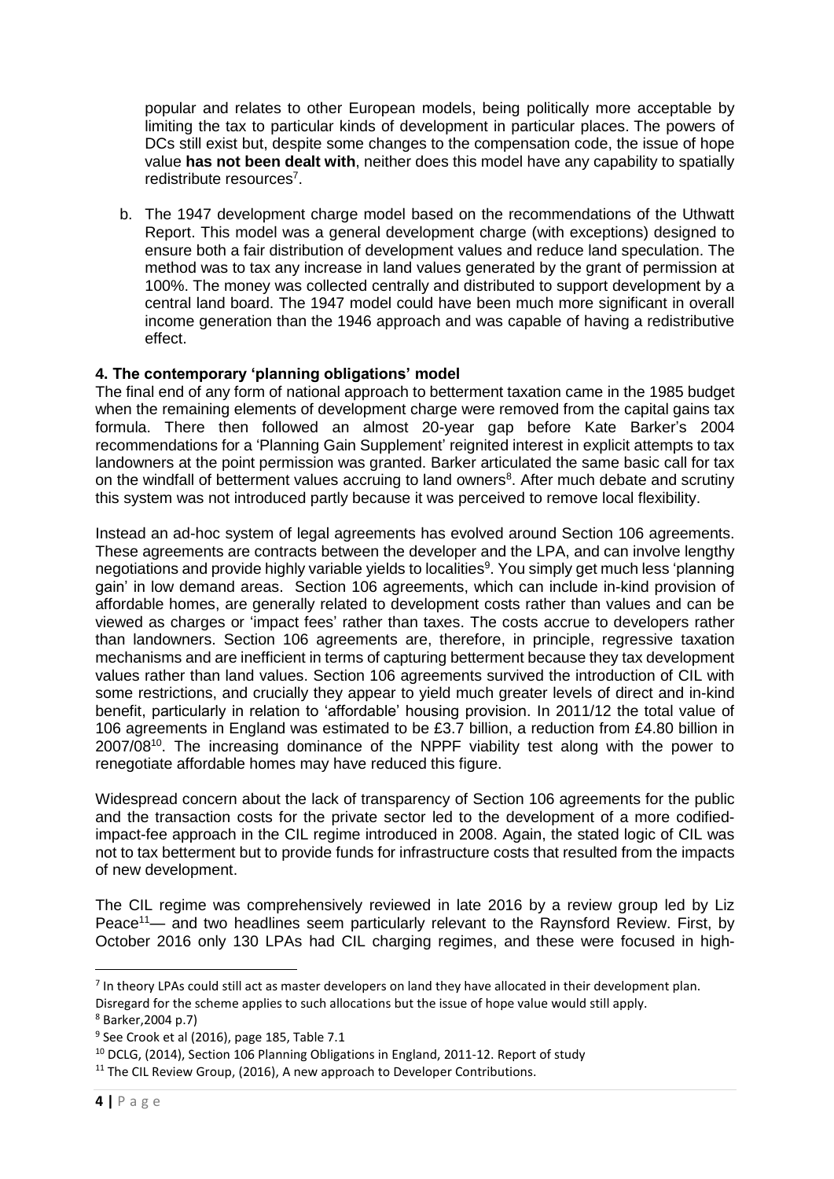popular and relates to other European models, being politically more acceptable by limiting the tax to particular kinds of development in particular places. The powers of DCs still exist but, despite some changes to the compensation code, the issue of hope value **has not been dealt with**, neither does this model have any capability to spatially redistribute resources[7].

b. The 1947 development charge model based on the recommendations of the Uthwatt Report. This model was a general development charge (with exceptions) designed to ensure both a fair distribution of development values and reduce land speculation. The method was to tax any increase in land values generated by the grant of permission at 100%. The money was collected centrally and distributed to support development by a central land board. The 1947 model could have been much more significant in overall income generation than the 1946 approach and was capable of having a redistributive effect.

### 4. The contemporary 'planning obligations' model

The final end of any form of national approach to betterment taxation came in the 1985 budget when the remaining elements of development charge were removed from the capital gains tax formula. There then followed an almost 20-year gap before Kate Barker's 2004 recommendations for a 'Planning Gain Supplement' reignited interest in explicit attempts to tax landowners at the point permission was granted. Barker articulated the same basic call for tax on the windfall of betterment values accruing to land owners[8]. After much debate and scrutiny this system was not introduced partly because it was perceived to remove local flexibility.

Instead an ad-hoc system of legal agreements has evolved around Section 106 agreements. These agreements are contracts between the developer and the LPA, and can involve lengthy negotiations and provide highly variable yields to localities[9]. You simply get much less 'planning gain' in low demand areas. Section 106 agreements, which can include in-kind provision of affordable homes, are generally related to development costs rather than values and can be viewed as charges or 'impact fees' rather than taxes. The costs accrue to developers rather than landowners. Section 106 agreements are, therefore, in principle, regressive taxation mechanisms and are inefficient in terms of capturing betterment because they tax development values rather than land values. Section 106 agreements survived the introduction of CIL with some restrictions, and crucially they appear to yield much greater levels of direct and in-kind benefit, particularly in relation to 'affordable' housing provision. In 2011/12 the total value of 106 agreements in England was estimated to be £3.7 billion, a reduction from £4.80 billion in 2007/08[10]. The increasing dominance of the NPPF viability test along with the power to renegotiate affordable homes may have reduced this figure.

Widespread concern about the lack of transparency of Section 106 agreements for the public and the transaction costs for the private sector led to the development of a more codified-impact-fee approach in the CIL regime introduced in 2008. Again, the stated logic of CIL was not to tax betterment but to provide funds for infrastructure costs that resulted from the impacts of new development.

The CIL regime was comprehensively reviewed in late 2016 by a review group led by Liz Peace[11]— and two headlines seem particularly relevant to the Raynsford Review. First, by October 2016 only 130 LPAs had CIL charging regimes, and these were focused in high-

---

[7] In theory LPAs could still act as master developers on land they have allocated in their development plan. Disregard for the scheme applies to such allocations but the issue of hope value would still apply.

[8] Barker,2004 p.7)

[9] See Crook et al (2016), page 185, Table 7.1

[10] DCLG, (2014), Section 106 Planning Obligations in England, 2011-12. Report of study

[11] The CIL Review Group, (2016), A new approach to Developer Contributions.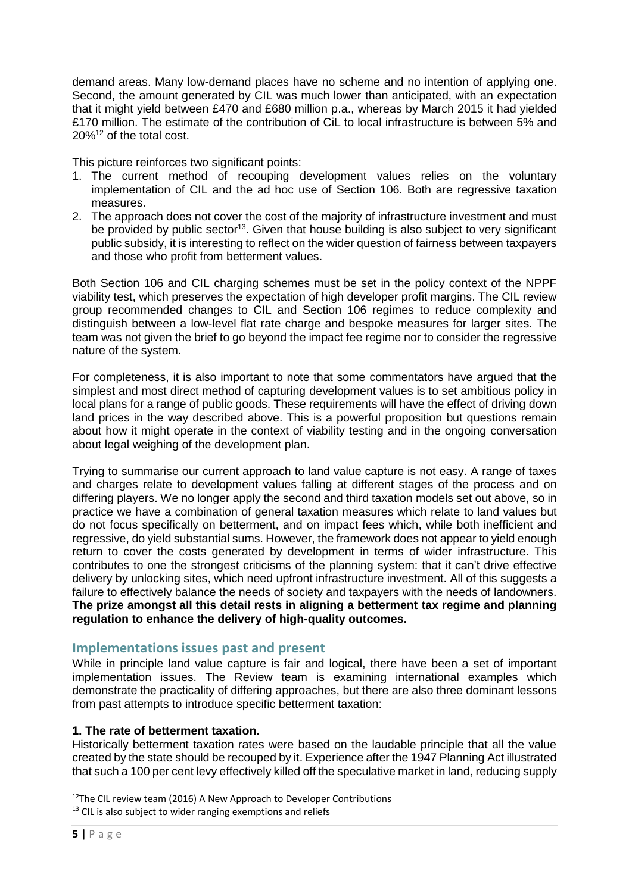demand areas. Many low-demand places have no scheme and no intention of applying one. Second, the amount generated by CIL was much lower than anticipated, with an expectation that it might yield between £470 and £680 million p.a., whereas by March 2015 it had yielded £170 million. The estimate of the contribution of CiL to local infrastructure is between 5% and 20%[12] of the total cost.

This picture reinforces two significant points:

1. The current method of recouping development values relies on the voluntary implementation of CIL and the ad hoc use of Section 106. Both are regressive taxation measures.
2. The approach does not cover the cost of the majority of infrastructure investment and must be provided by public sector[13]. Given that house building is also subject to very significant public subsidy, it is interesting to reflect on the wider question of fairness between taxpayers and those who profit from betterment values.

Both Section 106 and CIL charging schemes must be set in the policy context of the NPPF viability test, which preserves the expectation of high developer profit margins. The CIL review group recommended changes to CIL and Section 106 regimes to reduce complexity and distinguish between a low-level flat rate charge and bespoke measures for larger sites. The team was not given the brief to go beyond the impact fee regime nor to consider the regressive nature of the system.

For completeness, it is also important to note that some commentators have argued that the simplest and most direct method of capturing development values is to set ambitious policy in local plans for a range of public goods. These requirements will have the effect of driving down land prices in the way described above. This is a powerful proposition but questions remain about how it might operate in the context of viability testing and in the ongoing conversation about legal weighing of the development plan.

Trying to summarise our current approach to land value capture is not easy. A range of taxes and charges relate to development values falling at different stages of the process and on differing players. We no longer apply the second and third taxation models set out above, so in practice we have a combination of general taxation measures which relate to land values but do not focus specifically on betterment, and on impact fees which, while both inefficient and regressive, do yield substantial sums. However, the framework does not appear to yield enough return to cover the costs generated by development in terms of wider infrastructure. This contributes to one the strongest criticisms of the planning system: that it can't drive effective delivery by unlocking sites, which need upfront infrastructure investment. All of this suggests a failure to effectively balance the needs of society and taxpayers with the needs of landowners. **The prize amongst all this detail rests in aligning a betterment tax regime and planning regulation to enhance the delivery of high-quality outcomes.**

## Implementations issues past and present

While in principle land value capture is fair and logical, there have been a set of important implementation issues. The Review team is examining international examples which demonstrate the practicality of differing approaches, but there are also three dominant lessons from past attempts to introduce specific betterment taxation:

**1. The rate of betterment taxation.**

Historically betterment taxation rates were based on the laudable principle that all the value created by the state should be recouped by it. Experience after the 1947 Planning Act illustrated that such a 100 per cent levy effectively killed off the speculative market in land, reducing supply

[12] The CIL review team (2016) A New Approach to Developer Contributions

[13] CIL is also subject to wider ranging exemptions and reliefs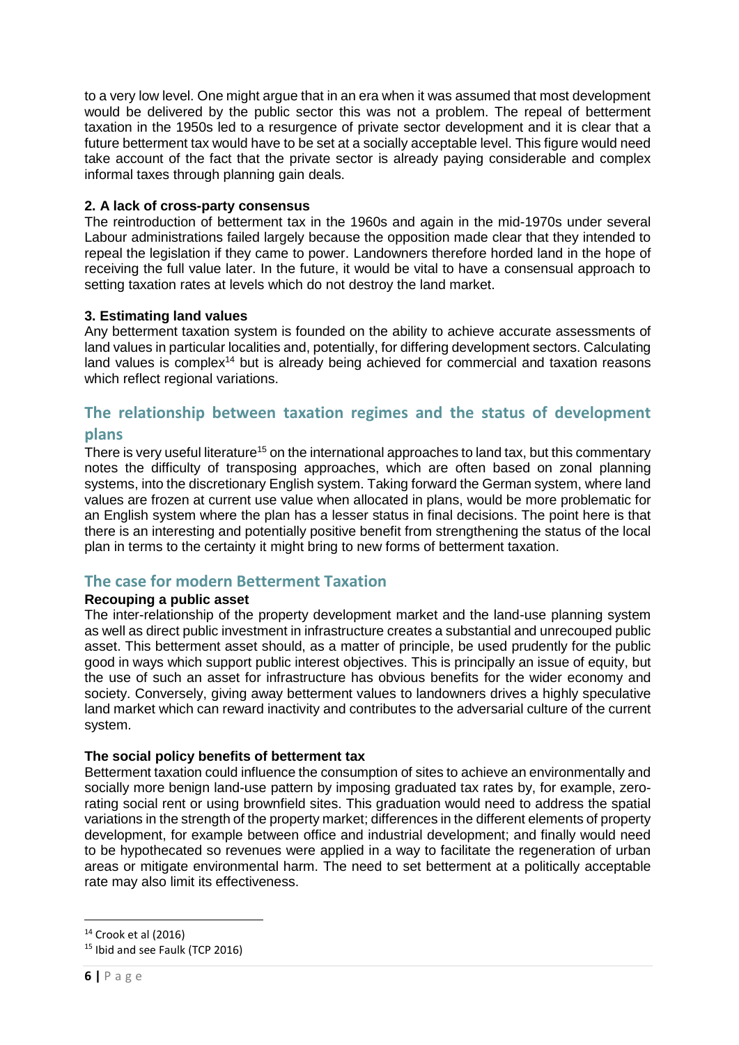to a very low level. One might argue that in an era when it was assumed that most development would be delivered by the public sector this was not a problem. The repeal of betterment taxation in the 1950s led to a resurgence of private sector development and it is clear that a future betterment tax would have to be set at a socially acceptable level. This figure would need take account of the fact that the private sector is already paying considerable and complex informal taxes through planning gain deals.

**2. A lack of cross-party consensus**

The reintroduction of betterment tax in the 1960s and again in the mid-1970s under several Labour administrations failed largely because the opposition made clear that they intended to repeal the legislation if they came to power. Landowners therefore horded land in the hope of receiving the full value later. In the future, it would be vital to have a consensual approach to setting taxation rates at levels which do not destroy the land market.

**3. Estimating land values**

Any betterment taxation system is founded on the ability to achieve accurate assessments of land values in particular localities and, potentially, for differing development sectors. Calculating land values is complex[14] but is already being achieved for commercial and taxation reasons which reflect regional variations.

## The relationship between taxation regimes and the status of development plans

There is very useful literature[15] on the international approaches to land tax, but this commentary notes the difficulty of transposing approaches, which are often based on zonal planning systems, into the discretionary English system. Taking forward the German system, where land values are frozen at current use value when allocated in plans, would be more problematic for an English system where the plan has a lesser status in final decisions. The point here is that there is an interesting and potentially positive benefit from strengthening the status of the local plan in terms to the certainty it might bring to new forms of betterment taxation.

## The case for modern Betterment Taxation

**Recouping a public asset**

The inter-relationship of the property development market and the land-use planning system as well as direct public investment in infrastructure creates a substantial and unrecouped public asset. This betterment asset should, as a matter of principle, be used prudently for the public good in ways which support public interest objectives. This is principally an issue of equity, but the use of such an asset for infrastructure has obvious benefits for the wider economy and society. Conversely, giving away betterment values to landowners drives a highly speculative land market which can reward inactivity and contributes to the adversarial culture of the current system.

**The social policy benefits of betterment tax**

Betterment taxation could influence the consumption of sites to achieve an environmentally and socially more benign land-use pattern by imposing graduated tax rates by, for example, zero-rating social rent or using brownfield sites. This graduation would need to address the spatial variations in the strength of the property market; differences in the different elements of property development, for example between office and industrial development; and finally would need to be hypothecated so revenues were applied in a way to facilitate the regeneration of urban areas or mitigate environmental harm. The need to set betterment at a politically acceptable rate may also limit its effectiveness.

[14] Crook et al (2016)

[15] Ibid and see Faulk (TCP 2016)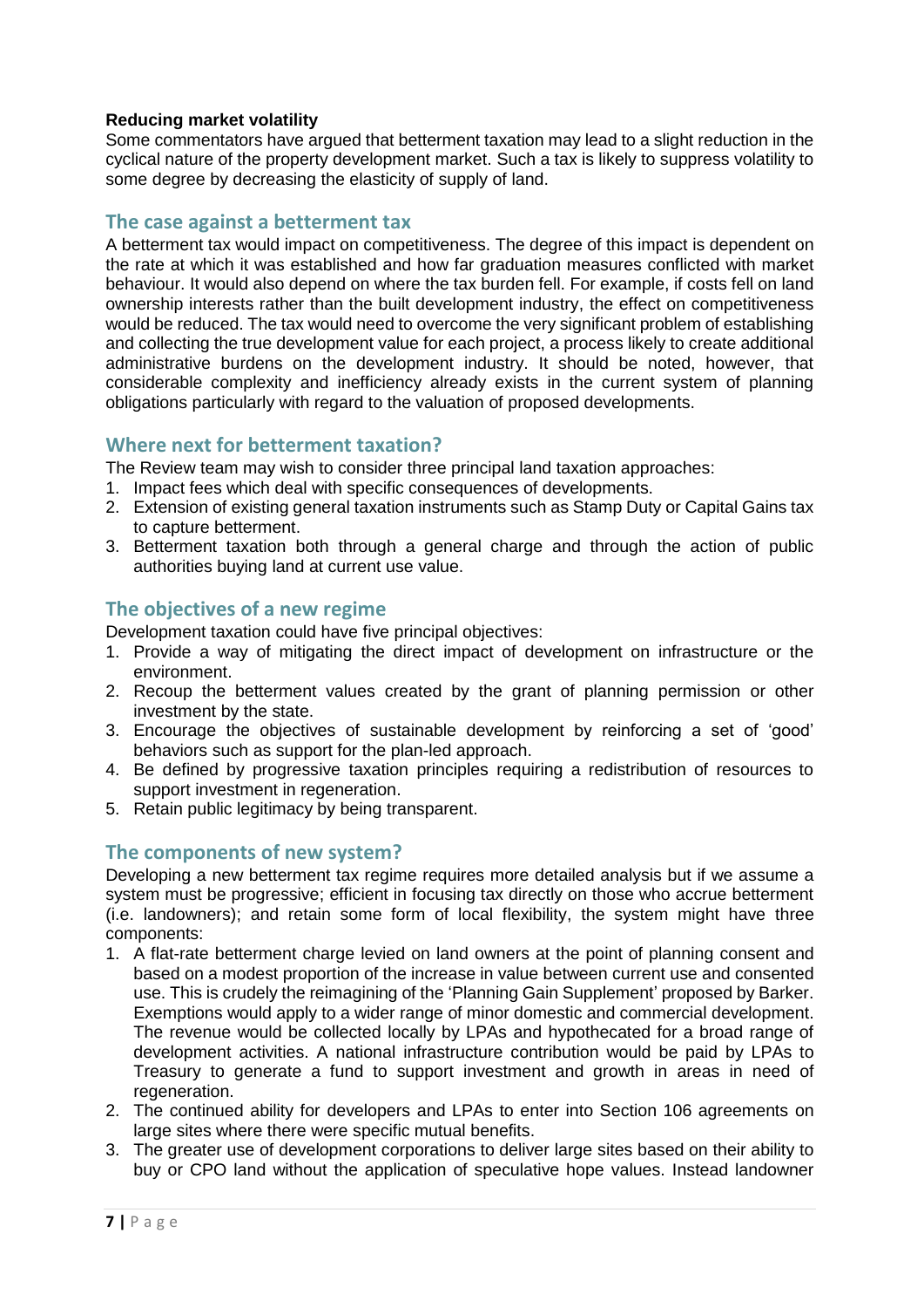**Reducing market volatility**

Some commentators have argued that betterment taxation may lead to a slight reduction in the cyclical nature of the property development market. Such a tax is likely to suppress volatility to some degree by decreasing the elasticity of supply of land.

## The case against a betterment tax

A betterment tax would impact on competitiveness. The degree of this impact is dependent on the rate at which it was established and how far graduation measures conflicted with market behaviour. It would also depend on where the tax burden fell. For example, if costs fell on land ownership interests rather than the built development industry, the effect on competitiveness would be reduced. The tax would need to overcome the very significant problem of establishing and collecting the true development value for each project, a process likely to create additional administrative burdens on the development industry. It should be noted, however, that considerable complexity and inefficiency already exists in the current system of planning obligations particularly with regard to the valuation of proposed developments.

## Where next for betterment taxation?

The Review team may wish to consider three principal land taxation approaches:

1. Impact fees which deal with specific consequences of developments.
2. Extension of existing general taxation instruments such as Stamp Duty or Capital Gains tax to capture betterment.
3. Betterment taxation both through a general charge and through the action of public authorities buying land at current use value.

## The objectives of a new regime

Development taxation could have five principal objectives:

1. Provide a way of mitigating the direct impact of development on infrastructure or the environment.
2. Recoup the betterment values created by the grant of planning permission or other investment by the state.
3. Encourage the objectives of sustainable development by reinforcing a set of 'good' behaviors such as support for the plan-led approach.
4. Be defined by progressive taxation principles requiring a redistribution of resources to support investment in regeneration.
5. Retain public legitimacy by being transparent.

## The components of new system?

Developing a new betterment tax regime requires more detailed analysis but if we assume a system must be progressive; efficient in focusing tax directly on those who accrue betterment (i.e. landowners); and retain some form of local flexibility, the system might have three components:

1. A flat-rate betterment charge levied on land owners at the point of planning consent and based on a modest proportion of the increase in value between current use and consented use. This is crudely the reimagining of the 'Planning Gain Supplement' proposed by Barker. Exemptions would apply to a wider range of minor domestic and commercial development. The revenue would be collected locally by LPAs and hypothecated for a broad range of development activities. A national infrastructure contribution would be paid by LPAs to Treasury to generate a fund to support investment and growth in areas in need of regeneration.
2. The continued ability for developers and LPAs to enter into Section 106 agreements on large sites where there were specific mutual benefits.
3. The greater use of development corporations to deliver large sites based on their ability to buy or CPO land without the application of speculative hope values. Instead landowner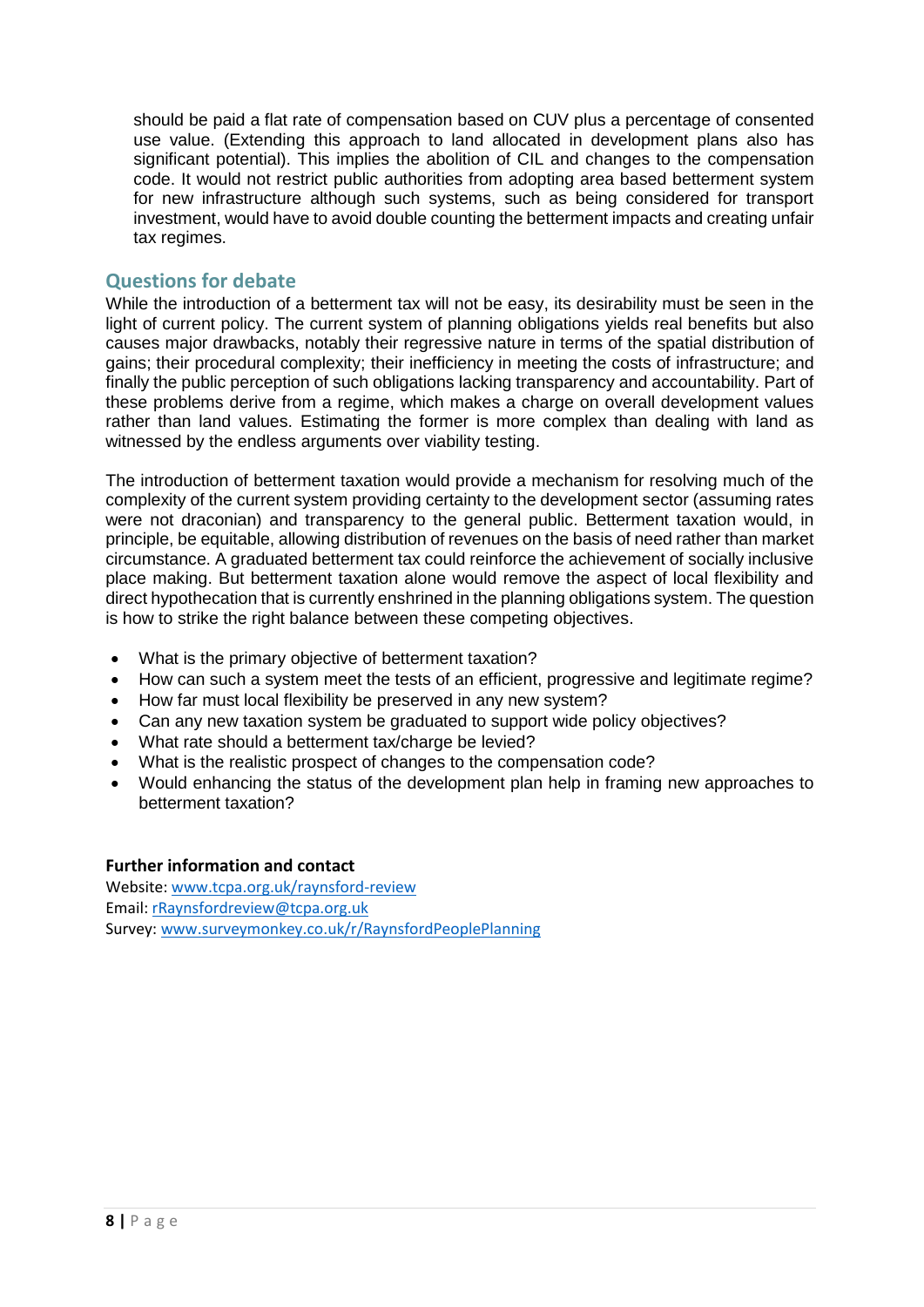should be paid a flat rate of compensation based on CUV plus a percentage of consented use value. (Extending this approach to land allocated in development plans also has significant potential). This implies the abolition of CIL and changes to the compensation code. It would not restrict public authorities from adopting area based betterment system for new infrastructure although such systems, such as being considered for transport investment, would have to avoid double counting the betterment impacts and creating unfair tax regimes.

## Questions for debate

While the introduction of a betterment tax will not be easy, its desirability must be seen in the light of current policy. The current system of planning obligations yields real benefits but also causes major drawbacks, notably their regressive nature in terms of the spatial distribution of gains; their procedural complexity; their inefficiency in meeting the costs of infrastructure; and finally the public perception of such obligations lacking transparency and accountability. Part of these problems derive from a regime, which makes a charge on overall development values rather than land values. Estimating the former is more complex than dealing with land as witnessed by the endless arguments over viability testing.

The introduction of betterment taxation would provide a mechanism for resolving much of the complexity of the current system providing certainty to the development sector (assuming rates were not draconian) and transparency to the general public. Betterment taxation would, in principle, be equitable, allowing distribution of revenues on the basis of need rather than market circumstance. A graduated betterment tax could reinforce the achievement of socially inclusive place making. But betterment taxation alone would remove the aspect of local flexibility and direct hypothecation that is currently enshrined in the planning obligations system. The question is how to strike the right balance between these competing objectives.

- What is the primary objective of betterment taxation?
- How can such a system meet the tests of an efficient, progressive and legitimate regime?
- How far must local flexibility be preserved in any new system?
- Can any new taxation system be graduated to support wide policy objectives?
- What rate should a betterment tax/charge be levied?
- What is the realistic prospect of changes to the compensation code?
- Would enhancing the status of the development plan help in framing new approaches to betterment taxation?

**Further information and contact**

Website: www.tcpa.org.uk/raynsford-review
Email: rRaynsfordreview@tcpa.org.uk
Survey: www.surveymonkey.co.uk/r/RaynsfordPeoplePlanning